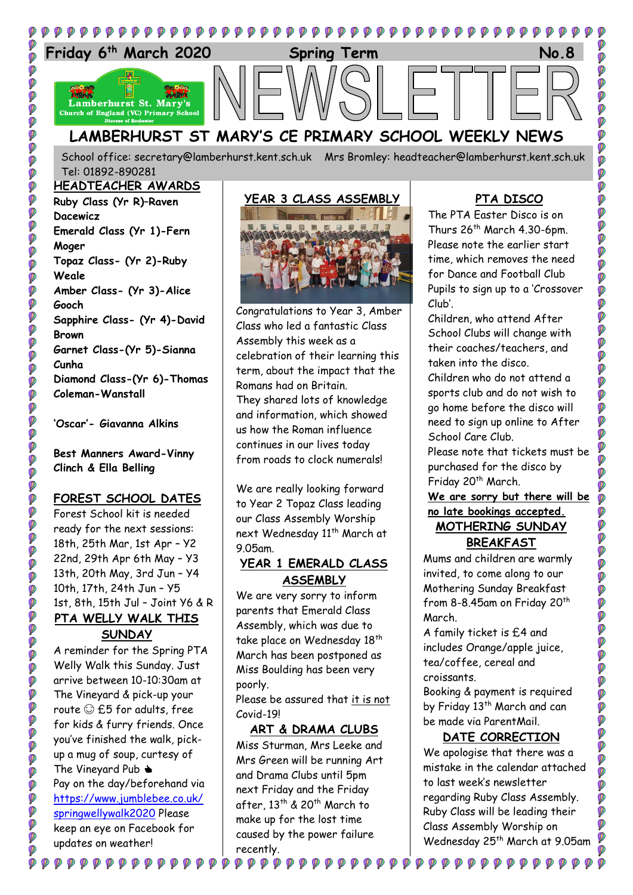Friday 6th March 2020 | Spring Term | No.8

# NEWSLETTER

## LAMBERHURST ST MARY'S CE PRIMARY SCHOOL WEEKLY NEWS

School office: secretary@lamberhurst.kent.sch.uk Mrs Bromley: headteacher@lamberhurst.kent.sch.uk Tel: 01892-890281

### HEADTEACHER AWARDS

**Ruby Class (Yr R)–Raven Dacewicz**
**Emerald Class (Yr 1)-Fern Moger**
**Topaz Class- (Yr 2)-Ruby Weale**
**Amber Class- (Yr 3)-Alice Gooch**
**Sapphire Class- (Yr 4)-David Brown**
**Garnet Class-(Yr 5)-Sianna Cunha**
**Diamond Class-(Yr 6)-Thomas Coleman-Wanstall**

**'Oscar'- Giavanna Alkins**

**Best Manners Award-Vinny Clinch & Ella Belling**

### FOREST SCHOOL DATES

Forest School kit is needed ready for the next sessions:
18th, 25th Mar, 1st Apr – Y2
22nd, 29th Apr 6th May – Y3
13th, 20th May, 3rd Jun – Y4
10th, 17th, 24th Jun – Y5
1st, 8th, 15th Jul – Joint Y6 & R

### PTA WELLY WALK THIS SUNDAY

A reminder for the Spring PTA Welly Walk this Sunday. Just arrive between 10-10:30am at The Vineyard & pick-up your route ☺ £5 for adults, free for kids & furry friends. Once you've finished the walk, pick-up a mug of soup, curtesy of The Vineyard Pub
Pay on the day/beforehand via https://www.jumblebee.co.uk/springwellywalk2020 Please keep an eye on Facebook for updates on weather!

### YEAR 3 CLASS ASSEMBLY

Congratulations to Year 3, Amber Class who led a fantastic Class Assembly this week as a celebration of their learning this term, about the impact that the Romans had on Britain.
They shared lots of knowledge and information, which showed us how the Roman influence continues in our lives today from roads to clock numerals!

We are really looking forward to Year 2 Topaz Class leading our Class Assembly Worship next Wednesday 11th March at 9.05am.

### YEAR 1 EMERALD CLASS ASSEMBLY

We are very sorry to inform parents that Emerald Class Assembly, which was due to take place on Wednesday 18th March has been postponed as Miss Boulding has been very poorly.
Please be assured that it is not Covid-19!

### ART & DRAMA CLUBS

Miss Sturman, Mrs Leeke and Mrs Green will be running Art and Drama Clubs until 5pm next Friday and the Friday after, 13th & 20th March to make up for the lost time caused by the power failure recently.

### PTA DISCO

The PTA Easter Disco is on Thurs 26th March 4.30-6pm. Please note the earlier start time, which removes the need for Dance and Football Club Pupils to sign up to a 'Crossover Club'.
Children, who attend After School Clubs will change with their coaches/teachers, and taken into the disco.
Children who do not attend a sports club and do not wish to go home before the disco will need to sign up online to After School Care Club.
Please note that tickets must be purchased for the disco by Friday 20th March.
**We are sorry but there will be no late bookings accepted.**

### MOTHERING SUNDAY BREAKFAST

Mums and children are warmly invited, to come along to our Mothering Sunday Breakfast from 8-8.45am on Friday 20th March.
A family ticket is £4 and includes Orange/apple juice, tea/coffee, cereal and croissants.
Booking & payment is required by Friday 13th March and can be made via ParentMail.

### DATE CORRECTION

We apologise that there was a mistake in the calendar attached to last week's newsletter regarding Ruby Class Assembly. Ruby Class will be leading their Class Assembly Worship on Wednesday 25th March at 9.05am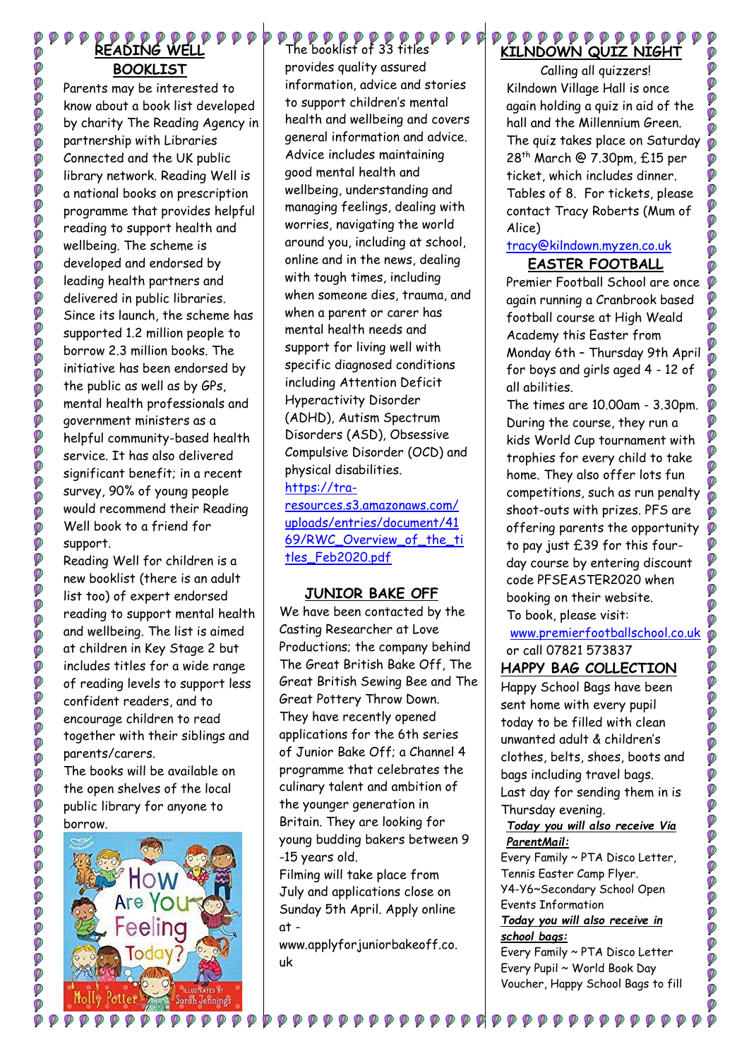## READING WELL BOOKLIST

Parents may be interested to know about a book list developed by charity The Reading Agency in partnership with Libraries Connected and the UK public library network. Reading Well is a national books on prescription programme that provides helpful reading to support health and wellbeing. The scheme is developed and endorsed by leading health partners and delivered in public libraries. Since its launch, the scheme has supported 1.2 million people to borrow 2.3 million books. The initiative has been endorsed by the public as well as by GPs, mental health professionals and government ministers as a helpful community-based health service. It has also delivered significant benefit; in a recent survey, 90% of young people would recommend their Reading Well book to a friend for support.

Reading Well for children is a new booklist (there is an adult list too) of expert endorsed reading to support mental health and wellbeing. The list is aimed at children in Key Stage 2 but includes titles for a wide range of reading levels to support less confident readers, and to encourage children to read together with their siblings and parents/carers.

The books will be available on the open shelves of the local public library for anyone to borrow.

The booklist of 33 titles provides quality assured information, advice and stories to support children's mental health and wellbeing and covers general information and advice. Advice includes maintaining good mental health and wellbeing, understanding and managing feelings, dealing with worries, navigating the world around you, including at school, online and in the news, dealing with tough times, including when someone dies, trauma, and when a parent or carer has mental health needs and support for living well with specific diagnosed conditions including Attention Deficit Hyperactivity Disorder (ADHD), Autism Spectrum Disorders (ASD), Obsessive Compulsive Disorder (OCD) and physical disabilities.

https://tra-resources.s3.amazonaws.com/uploads/entries/document/4169/RWC_Overview_of_the_titles_Feb2020.pdf

## JUNIOR BAKE OFF

We have been contacted by the Casting Researcher at Love Productions; the company behind The Great British Bake Off, The Great British Sewing Bee and The Great Pottery Throw Down. They have recently opened applications for the 6th series of Junior Bake Off; a Channel 4 programme that celebrates the culinary talent and ambition of the younger generation in Britain. They are looking for young budding bakers between 9 -15 years old.

Filming will take place from July and applications close on Sunday 5th April. Apply online at - www.applyforjuniorbakeoff.co.uk

## KILNDOWN QUIZ NIGHT

Calling all quizzers!

Kilndown Village Hall is once again holding a quiz in aid of the hall and the Millennium Green. The quiz takes place on Saturday 28th March @ 7.30pm, £15 per ticket, which includes dinner. Tables of 8. For tickets, please contact Tracy Roberts (Mum of Alice)

tracy@kilndown.myzen.co.uk

## EASTER FOOTBALL

Premier Football School are once again running a Cranbrook based football course at High Weald Academy this Easter from Monday 6th – Thursday 9th April for boys and girls aged 4 - 12 of all abilities.

The times are 10.00am - 3.30pm. During the course, they run a kids World Cup tournament with trophies for every child to take home. They also offer lots fun competitions, such as run penalty shoot-outs with prizes. PFS are offering parents the opportunity to pay just £39 for this four-day course by entering discount code PFSEASTER2020 when booking on their website.

To book, please visit: www.premierfootballschool.co.uk or call 07821 573837

## HAPPY BAG COLLECTION

Happy School Bags have been sent home with every pupil today to be filled with clean unwanted adult & children's clothes, belts, shoes, boots and bags including travel bags. Last day for sending them in is Thursday evening.

***Today you will also receive Via ParentMail:***

Every Family ~ PTA Disco Letter, Tennis Easter Camp Flyer.
Y4-Y6~Secondary School Open Events Information

***Today you will also receive in school bags:***

Every Family ~ PTA Disco Letter
Every Pupil ~ World Book Day Voucher, Happy School Bags to fill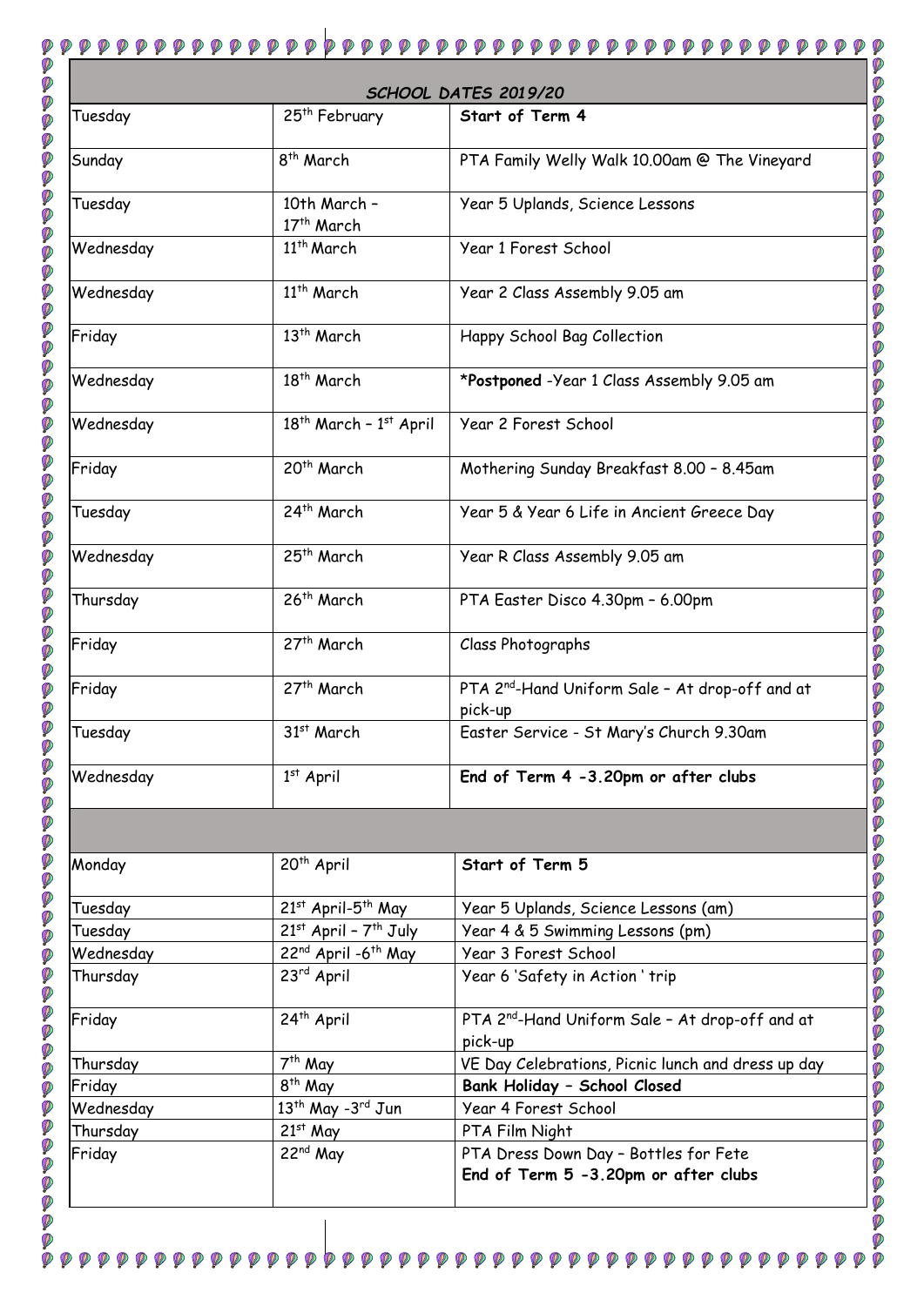| | | |
|---|---|---|
| ***SCHOOL DATES 2019/20*** | | |
| Tuesday | 25th February | **Start of Term 4** |
| Sunday | 8th March | PTA Family Welly Walk 10.00am @ The Vineyard |
| Tuesday | 10th March – 17th March | Year 5 Uplands, Science Lessons |
| Wednesday | 11th March | Year 1 Forest School |
| Wednesday | 11th March | Year 2 Class Assembly 9.05 am |
| Friday | 13th March | Happy School Bag Collection |
| Wednesday | 18th March | ***Postponed** -Year 1 Class Assembly 9.05 am |
| Wednesday | 18th March – 1st April | Year 2 Forest School |
| Friday | 20th March | Mothering Sunday Breakfast 8.00 – 8.45am |
| Tuesday | 24th March | Year 5 & Year 6 Life in Ancient Greece Day |
| Wednesday | 25th March | Year R Class Assembly 9.05 am |
| Thursday | 26th March | PTA Easter Disco 4.30pm – 6.00pm |
| Friday | 27th March | Class Photographs |
| Friday | 27th March | PTA 2nd-Hand Uniform Sale – At drop-off and at pick-up |
| Tuesday | 31st March | Easter Service - St Mary's Church 9.30am |
| Wednesday | 1st April | **End of Term 4 -3.20pm or after clubs** |
| | | |
| Monday | 20th April | **Start of Term 5** |
| Tuesday | 21st April-5th May | Year 5 Uplands, Science Lessons (am) |
| Tuesday | 21st April – 7th July | Year 4 & 5 Swimming Lessons (pm) |
| Wednesday | 22nd April -6th May | Year 3 Forest School |
| Thursday | 23rd April | Year 6 'Safety in Action ' trip |
| Friday | 24th April | PTA 2nd-Hand Uniform Sale – At drop-off and at pick-up |
| Thursday | 7th May | VE Day Celebrations, Picnic lunch and dress up day |
| Friday | 8th May | **Bank Holiday – School Closed** |
| Wednesday | 13th May -3rd Jun | Year 4 Forest School |
| Thursday | 21st May | PTA Film Night |
| Friday | 22nd May | PTA Dress Down Day – Bottles for Fete<br>**End of Term 5 -3.20pm or after clubs** |